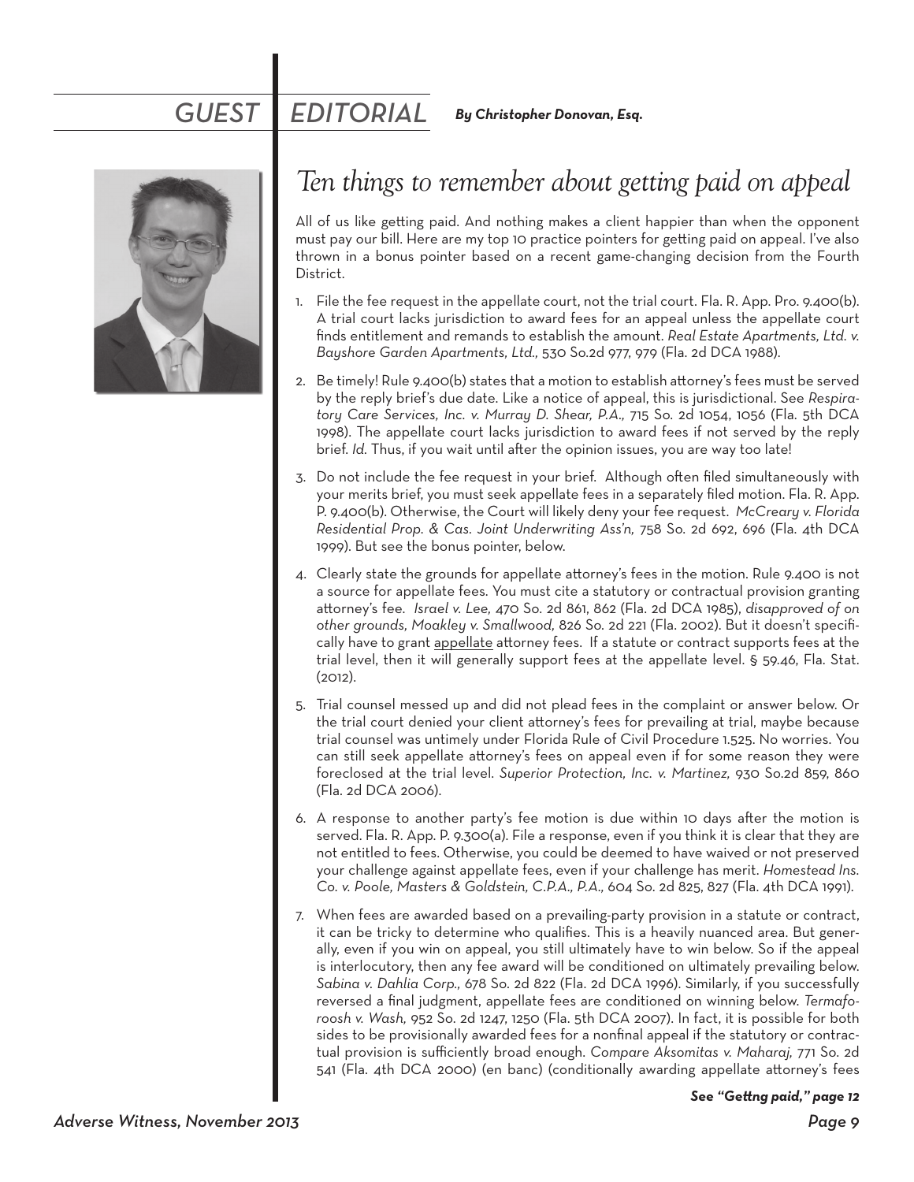# GUEST EDITORIAL

***By Christopher Donovan, Esq.***

## *Ten things to remember about getting paid on appeal*

All of us like getting paid. And nothing makes a client happier than when the opponent must pay our bill. Here are my top 10 practice pointers for getting paid on appeal. I've also thrown in a bonus pointer based on a recent game-changing decision from the Fourth District.

1. File the fee request in the appellate court, not the trial court. Fla. R. App. Pro. 9.400(b). A trial court lacks jurisdiction to award fees for an appeal unless the appellate court finds entitlement and remands to establish the amount. *Real Estate Apartments, Ltd. v. Bayshore Garden Apartments, Ltd.,* 530 So.2d 977, 979 (Fla. 2d DCA 1988).

2. Be timely! Rule 9.400(b) states that a motion to establish attorney's fees must be served by the reply brief's due date. Like a notice of appeal, this is jurisdictional. See *Respiratory Care Services, Inc. v. Murray D. Shear, P.A.,* 715 So. 2d 1054, 1056 (Fla. 5th DCA 1998). The appellate court lacks jurisdiction to award fees if not served by the reply brief. *Id.* Thus, if you wait until after the opinion issues, you are way too late!

3. Do not include the fee request in your brief. Although often filed simultaneously with your merits brief, you must seek appellate fees in a separately filed motion. Fla. R. App. P. 9.400(b). Otherwise, the Court will likely deny your fee request. *McCreary v. Florida Residential Prop. & Cas. Joint Underwriting Ass'n,* 758 So. 2d 692, 696 (Fla. 4th DCA 1999). But see the bonus pointer, below.

4. Clearly state the grounds for appellate attorney's fees in the motion. Rule 9.400 is not a source for appellate fees. You must cite a statutory or contractual provision granting attorney's fee. *Israel v. Lee,* 470 So. 2d 861, 862 (Fla. 2d DCA 1985), *disapproved of on other grounds, Moakley v. Smallwood,* 826 So. 2d 221 (Fla. 2002). But it doesn't specifically have to grant <u>appellate</u> attorney fees. If a statute or contract supports fees at the trial level, then it will generally support fees at the appellate level. § 59.46, Fla. Stat. (2012).

5. Trial counsel messed up and did not plead fees in the complaint or answer below. Or the trial court denied your client attorney's fees for prevailing at trial, maybe because trial counsel was untimely under Florida Rule of Civil Procedure 1.525. No worries. You can still seek appellate attorney's fees on appeal even if for some reason they were foreclosed at the trial level. *Superior Protection, Inc. v. Martinez,* 930 So.2d 859, 860 (Fla. 2d DCA 2006).

6. A response to another party's fee motion is due within 10 days after the motion is served. Fla. R. App. P. 9.300(a). File a response, even if you think it is clear that they are not entitled to fees. Otherwise, you could be deemed to have waived or not preserved your challenge against appellate fees, even if your challenge has merit. *Homestead Ins. Co. v. Poole, Masters & Goldstein, C.P.A., P.A.,* 604 So. 2d 825, 827 (Fla. 4th DCA 1991).

7. When fees are awarded based on a prevailing-party provision in a statute or contract, it can be tricky to determine who qualifies. This is a heavily nuanced area. But generally, even if you win on appeal, you still ultimately have to win below. So if the appeal is interlocutory, then any fee award will be conditioned on ultimately prevailing below. *Sabina v. Dahlia Corp.,* 678 So. 2d 822 (Fla. 2d DCA 1996). Similarly, if you successfully reversed a final judgment, appellate fees are conditioned on winning below. *Termafooroosh v. Wash,* 952 So. 2d 1247, 1250 (Fla. 5th DCA 2007). In fact, it is possible for both sides to be provisionally awarded fees for a nonfinal appeal if the statutory or contractual provision is sufficiently broad enough. *Compare Aksomitas v. Maharaj,* 771 So. 2d 541 (Fla. 4th DCA 2000) (en banc) (conditionally awarding appellate attorney's fees

***See "Gettng paid," page 12***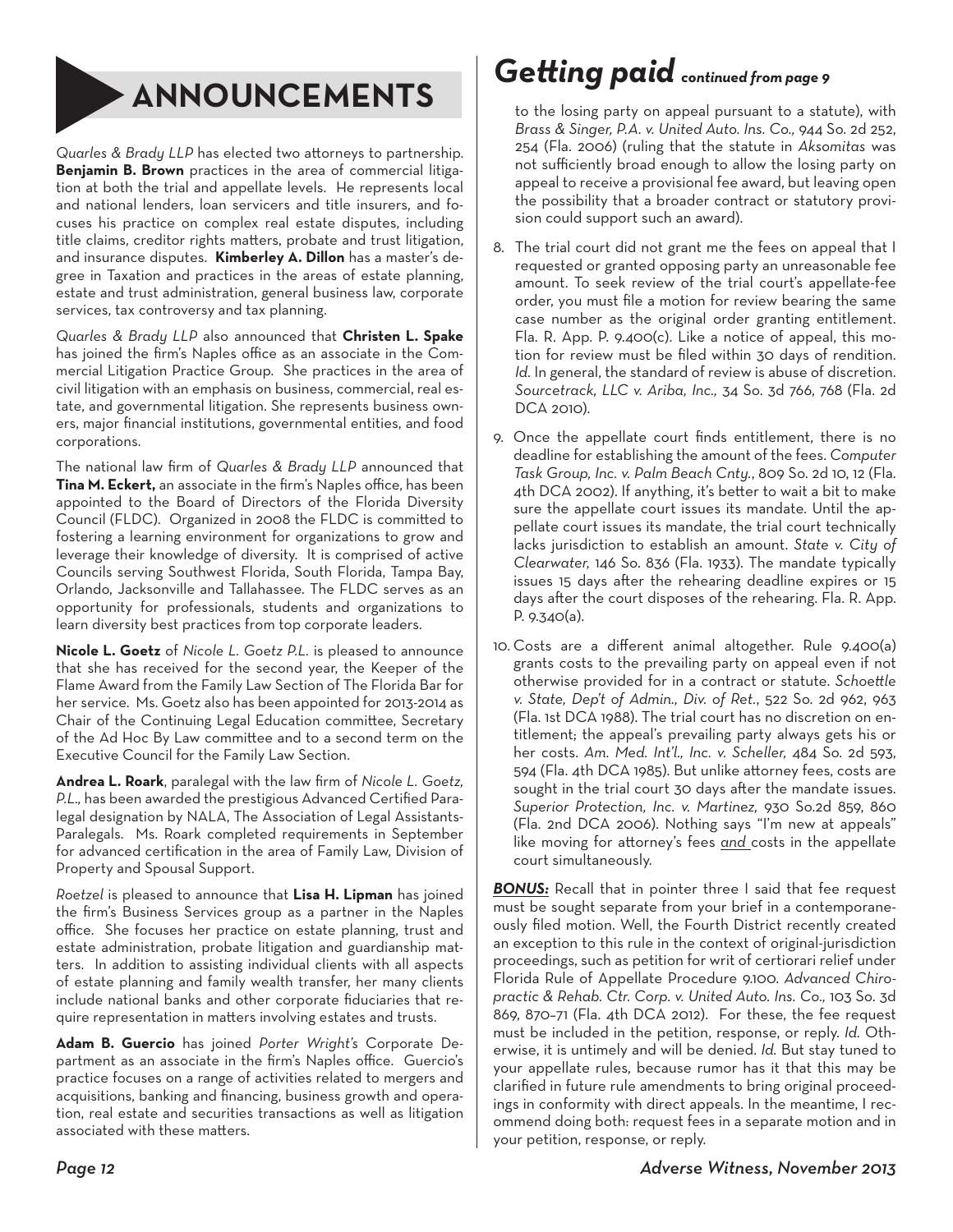# ANNOUNCEMENTS

*Quarles & Brady LLP* has elected two attorneys to partnership. **Benjamin B. Brown** practices in the area of commercial litigation at both the trial and appellate levels. He represents local and national lenders, loan servicers and title insurers, and focuses his practice on complex real estate disputes, including title claims, creditor rights matters, probate and trust litigation, and insurance disputes. **Kimberley A. Dillon** has a master's degree in Taxation and practices in the areas of estate planning, estate and trust administration, general business law, corporate services, tax controversy and tax planning.

*Quarles & Brady LLP* also announced that **Christen L. Spake** has joined the firm's Naples office as an associate in the Commercial Litigation Practice Group. She practices in the area of civil litigation with an emphasis on business, commercial, real estate, and governmental litigation. She represents business owners, major financial institutions, governmental entities, and food corporations.

The national law firm of *Quarles & Brady LLP* announced that **Tina M. Eckert,** an associate in the firm's Naples office, has been appointed to the Board of Directors of the Florida Diversity Council (FLDC). Organized in 2008 the FLDC is committed to fostering a learning environment for organizations to grow and leverage their knowledge of diversity. It is comprised of active Councils serving Southwest Florida, South Florida, Tampa Bay, Orlando, Jacksonville and Tallahassee. The FLDC serves as an opportunity for professionals, students and organizations to learn diversity best practices from top corporate leaders.

**Nicole L. Goetz** of *Nicole L. Goetz P.L.* is pleased to announce that she has received for the second year, the Keeper of the Flame Award from the Family Law Section of The Florida Bar for her service. Ms. Goetz also has been appointed for 2013-2014 as Chair of the Continuing Legal Education committee, Secretary of the Ad Hoc By Law committee and to a second term on the Executive Council for the Family Law Section.

**Andrea L. Roark**, paralegal with the law firm of *Nicole L. Goetz, P.L.,* has been awarded the prestigious Advanced Certified Paralegal designation by NALA, The Association of Legal Assistants-Paralegals. Ms. Roark completed requirements in September for advanced certification in the area of Family Law, Division of Property and Spousal Support.

*Roetzel* is pleased to announce that **Lisa H. Lipman** has joined the firm's Business Services group as a partner in the Naples office. She focuses her practice on estate planning, trust and estate administration, probate litigation and guardianship matters. In addition to assisting individual clients with all aspects of estate planning and family wealth transfer, her many clients include national banks and other corporate fiduciaries that require representation in matters involving estates and trusts.

**Adam B. Guercio** has joined *Porter Wright's* Corporate Department as an associate in the firm's Naples office. Guercio's practice focuses on a range of activities related to mergers and acquisitions, banking and financing, business growth and operation, real estate and securities transactions as well as litigation associated with these matters.

# *Getting paid* *continued from page 9*

to the losing party on appeal pursuant to a statute), with *Brass & Singer, P.A. v. United Auto. Ins. Co.,* 944 So. 2d 252, 254 (Fla. 2006) (ruling that the statute in *Aksomitas* was not sufficiently broad enough to allow the losing party on appeal to receive a provisional fee award, but leaving open the possibility that a broader contract or statutory provision could support such an award).

8. The trial court did not grant me the fees on appeal that I requested or granted opposing party an unreasonable fee amount. To seek review of the trial court's appellate-fee order, you must file a motion for review bearing the same case number as the original order granting entitlement. Fla. R. App. P. 9.400(c). Like a notice of appeal, this motion for review must be filed within 30 days of rendition. *Id.* In general, the standard of review is abuse of discretion. *Sourcetrack, LLC v. Ariba, Inc.,* 34 So. 3d 766, 768 (Fla. 2d DCA 2010).

9. Once the appellate court finds entitlement, there is no deadline for establishing the amount of the fees. *Computer Task Group, Inc. v. Palm Beach Cnty.*, 809 So. 2d 10, 12 (Fla. 4th DCA 2002). If anything, it's better to wait a bit to make sure the appellate court issues its mandate. Until the appellate court issues its mandate, the trial court technically lacks jurisdiction to establish an amount. *State v. City of Clearwater,* 146 So. 836 (Fla. 1933). The mandate typically issues 15 days after the rehearing deadline expires or 15 days after the court disposes of the rehearing. Fla. R. App. P. 9.340(a).

10. Costs are a different animal altogether. Rule 9.400(a) grants costs to the prevailing party on appeal even if not otherwise provided for in a contract or statute. *Schoettle v. State, Dep't of Admin., Div. of Ret.*, 522 So. 2d 962, 963 (Fla. 1st DCA 1988). The trial court has no discretion on entitlement; the appeal's prevailing party always gets his or her costs. *Am. Med. Int'l., Inc. v. Scheller,* 484 So. 2d 593, 594 (Fla. 4th DCA 1985). But unlike attorney fees, costs are sought in the trial court 30 days after the mandate issues. *Superior Protection, Inc. v. Martinez,* 930 So.2d 859, 860 (Fla. 2nd DCA 2006). Nothing says "I'm new at appeals" like moving for attorney's fees *and* costs in the appellate court simultaneously.

***BONUS:*** Recall that in pointer three I said that fee request must be sought separate from your brief in a contemporaneously filed motion. Well, the Fourth District recently created an exception to this rule in the context of original-jurisdiction proceedings, such as petition for writ of certiorari relief under Florida Rule of Appellate Procedure 9.100. *Advanced Chiropractic & Rehab. Ctr. Corp. v. United Auto. Ins. Co.,* 103 So. 3d 869, 870–71 (Fla. 4th DCA 2012). For these, the fee request must be included in the petition, response, or reply. *Id.* Otherwise, it is untimely and will be denied. *Id.* But stay tuned to your appellate rules, because rumor has it that this may be clarified in future rule amendments to bring original proceedings in conformity with direct appeals. In the meantime, I recommend doing both: request fees in a separate motion and in your petition, response, or reply.